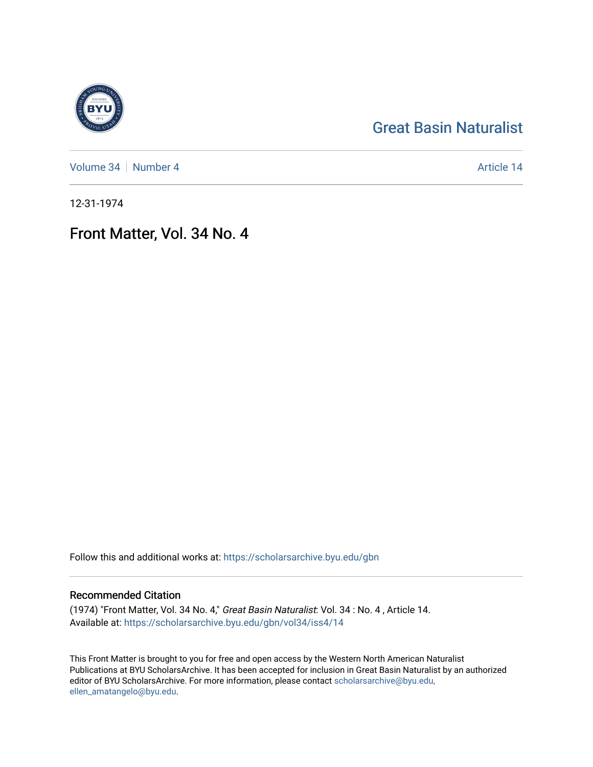Great Basin Naturalist

Volume 34 | Number 4

Article 14

12-31-1974

# Front Matter, Vol. 34 No. 4

Follow this and additional works at: https://scholarsarchive.byu.edu/gbn

## Recommended Citation

(1974) "Front Matter, Vol. 34 No. 4," *Great Basin Naturalist*: Vol. 34 : No. 4 , Article 14.
Available at: https://scholarsarchive.byu.edu/gbn/vol34/iss4/14

This Front Matter is brought to you for free and open access by the Western North American Naturalist Publications at BYU ScholarsArchive. It has been accepted for inclusion in Great Basin Naturalist by an authorized editor of BYU ScholarsArchive. For more information, please contact scholarsarchive@byu.edu, ellen_amatangelo@byu.edu.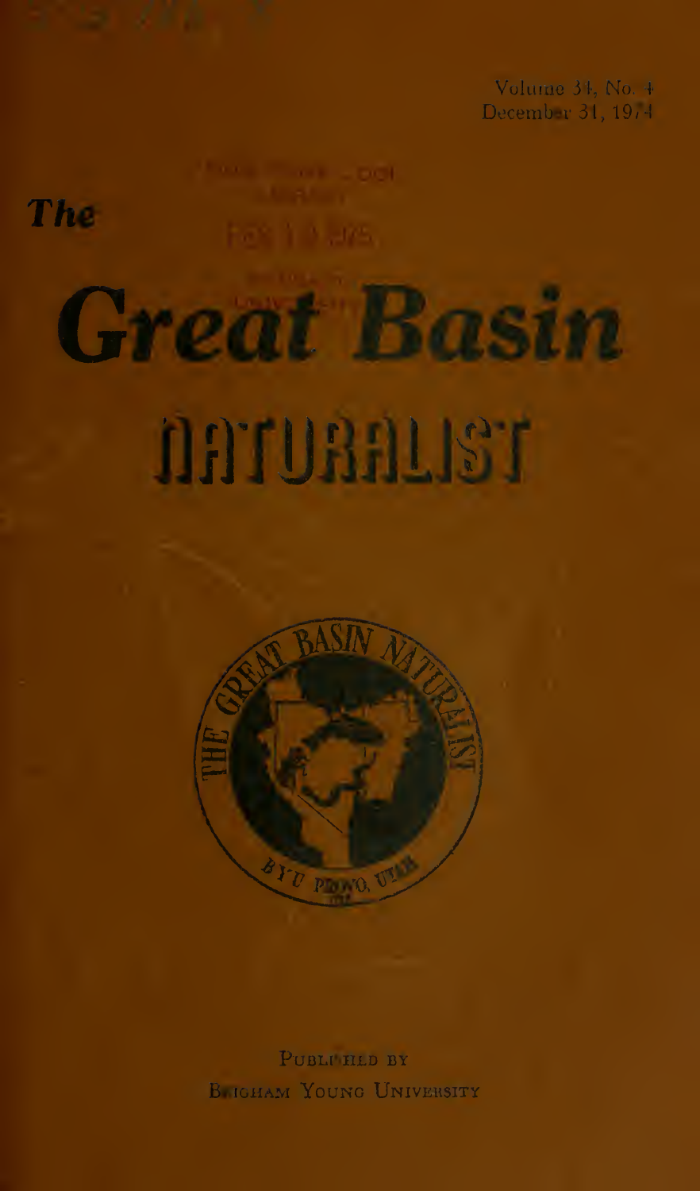Volume 34, No. 4
December 31, 1974

# The Great Basin NATURALIST

PUBLISHED BY
BRIGHAM YOUNG UNIVERSITY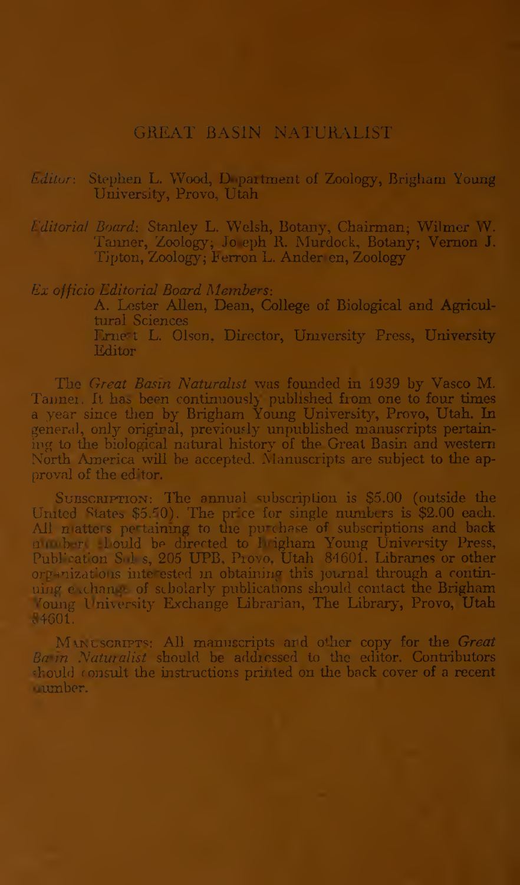# GREAT BASIN NATURALIST

*Editor*: Stephen L. Wood, Department of Zoology, Brigham Young University, Provo, Utah

*Editorial Board*: Stanley L. Welsh, Botany, Chairman; Wilmer W. Tanner, Zoology; Joseph R. Murdock, Botany; Vernon J. Tipton, Zoology; Ferron L. Andersen, Zoology

*Ex officio Editorial Board Members*:

A. Lester Allen, Dean, College of Biological and Agricultural Sciences

Ernest L. Olson, Director, University Press, University Editor

The *Great Basin Naturalist* was founded in 1939 by Vasco M. Tanner. It has been continuously published from one to four times a year since then by Brigham Young University, Provo, Utah. In general, only original, previously unpublished manuscripts pertaining to the biological natural history of the Great Basin and western North America will be accepted. Manuscripts are subject to the approval of the editor.

SUBSCRIPTION: The annual subscription is $5.00 (outside the United States $5.50). The price for single numbers is $2.00 each. All matters pertaining to the purchase of subscriptions and back numbers should be directed to Brigham Young University Press, Publication Sales, 205 UPB, Provo, Utah 84601. Libraries or other organizations interested in obtaining this journal through a continuing exchange of scholarly publications should contact the Brigham Young University Exchange Librarian, The Library, Provo, Utah 84601.

MANUSCRIPTS: All manuscripts and other copy for the *Great Basin Naturalist* should be addressed to the editor. Contributors should consult the instructions printed on the back cover of a recent number.